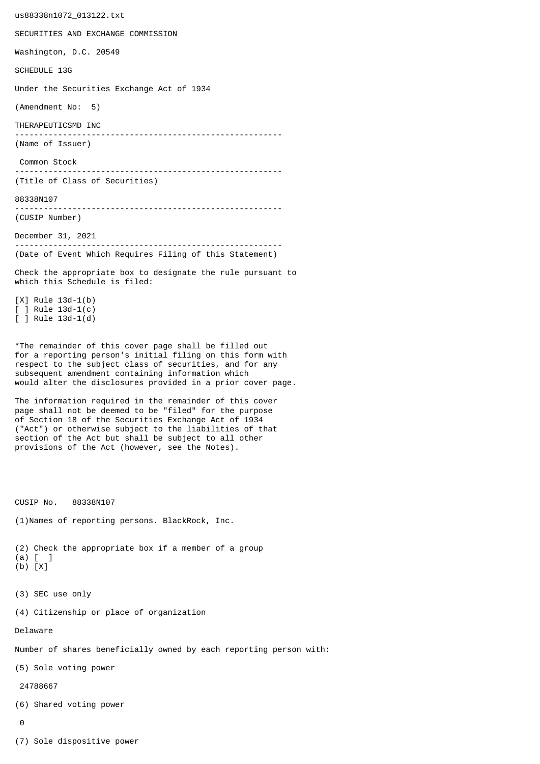us88338n1072_013122.txt

SECURITIES AND EXCHANGE COMMISSION

Washington, D.C. 20549

SCHEDULE 13G

Under the Securities Exchange Act of 1934

(Amendment No: 5)

THERAPEUTICSMD INC

--------------------------------------------------------

(Name of Issuer)

Common Stock

--------------------------------------------------------

(Title of Class of Securities)

88338N107

--------------------------------------------------------

(CUSIP Number)

December 31, 2021

--------------------------------------------------------

(Date of Event Which Requires Filing of this Statement)

Check the appropriate box to designate the rule pursuant to which this Schedule is filed:

[X] Rule 13d-1(b)
[ ] Rule 13d-1(c)
[ ] Rule 13d-1(d)

*The remainder of this cover page shall be filled out for a reporting person's initial filing on this form with respect to the subject class of securities, and for any subsequent amendment containing information which would alter the disclosures provided in a prior cover page.

The information required in the remainder of this cover page shall not be deemed to be "filed" for the purpose of Section 18 of the Securities Exchange Act of 1934 ("Act") or otherwise subject to the liabilities of that section of the Act but shall be subject to all other provisions of the Act (however, see the Notes).

CUSIP No. 88338N107

(1)Names of reporting persons. BlackRock, Inc.

(2) Check the appropriate box if a member of a group
(a) [ ]
(b) [X]

(3) SEC use only

(4) Citizenship or place of organization

Delaware

Number of shares beneficially owned by each reporting person with:

(5) Sole voting power

24788667

(6) Shared voting power

0

(7) Sole dispositive power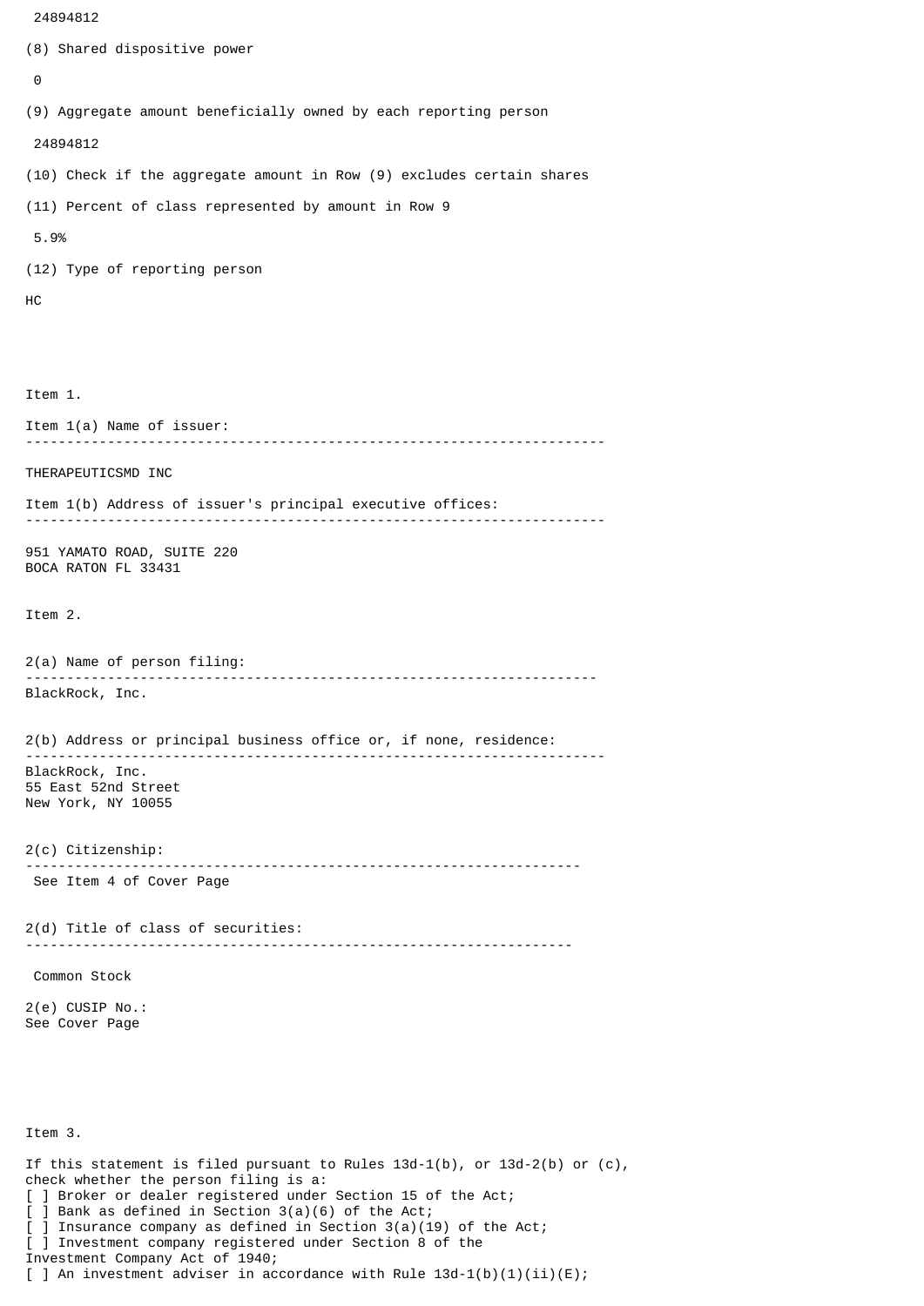24894812

(8) Shared dispositive power

0

(9) Aggregate amount beneficially owned by each reporting person

24894812

(10) Check if the aggregate amount in Row (9) excludes certain shares

(11) Percent of class represented by amount in Row 9

5.9%

(12) Type of reporting person

HC

Item 1.

Item 1(a) Name of issuer:

---

THERAPEUTICSMD INC

Item 1(b) Address of issuer's principal executive offices:

---

951 YAMATO ROAD, SUITE 220
BOCA RATON FL 33431

Item 2.

2(a) Name of person filing:

---

BlackRock, Inc.

2(b) Address or principal business office or, if none, residence:

---

BlackRock, Inc.
55 East 52nd Street
New York, NY 10055

2(c) Citizenship:

---

See Item 4 of Cover Page

2(d) Title of class of securities:

---

Common Stock

2(e) CUSIP No.:
See Cover Page

Item 3.

If this statement is filed pursuant to Rules 13d-1(b), or 13d-2(b) or (c), check whether the person filing is a:
[ ] Broker or dealer registered under Section 15 of the Act;
[ ] Bank as defined in Section 3(a)(6) of the Act;
[ ] Insurance company as defined in Section 3(a)(19) of the Act;
[ ] Investment company registered under Section 8 of the Investment Company Act of 1940;
[ ] An investment adviser in accordance with Rule 13d-1(b)(1)(ii)(E);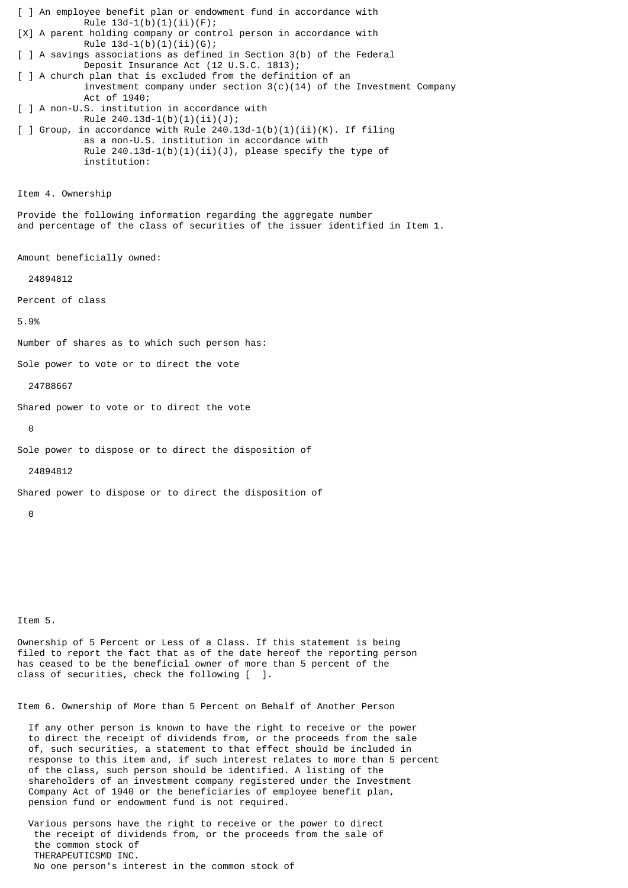[ ] An employee benefit plan or endowment fund in accordance with Rule 13d-1(b)(1)(ii)(F);

[X] A parent holding company or control person in accordance with Rule 13d-1(b)(1)(ii)(G);

[ ] A savings associations as defined in Section 3(b) of the Federal Deposit Insurance Act (12 U.S.C. 1813);

[ ] A church plan that is excluded from the definition of an investment company under section 3(c)(14) of the Investment Company Act of 1940;

[ ] A non-U.S. institution in accordance with Rule 240.13d-1(b)(1)(ii)(J);

[ ] Group, in accordance with Rule 240.13d-1(b)(1)(ii)(K). If filing as a non-U.S. institution in accordance with Rule 240.13d-1(b)(1)(ii)(J), please specify the type of institution:

Item 4. Ownership

Provide the following information regarding the aggregate number and percentage of the class of securities of the issuer identified in Item 1.

Amount beneficially owned:

24894812

Percent of class

5.9%

Number of shares as to which such person has:

Sole power to vote or to direct the vote

24788667

Shared power to vote or to direct the vote

0

Sole power to dispose or to direct the disposition of

24894812

Shared power to dispose or to direct the disposition of

0

Item 5.

Ownership of 5 Percent or Less of a Class. If this statement is being filed to report the fact that as of the date hereof the reporting person has ceased to be the beneficial owner of more than 5 percent of the class of securities, check the following [ ].

Item 6. Ownership of More than 5 Percent on Behalf of Another Person

If any other person is known to have the right to receive or the power to direct the receipt of dividends from, or the proceeds from the sale of, such securities, a statement to that effect should be included in response to this item and, if such interest relates to more than 5 percent of the class, such person should be identified. A listing of the shareholders of an investment company registered under the Investment Company Act of 1940 or the beneficiaries of employee benefit plan, pension fund or endowment fund is not required.

Various persons have the right to receive or the power to direct the receipt of dividends from, or the proceeds from the sale of the common stock of THERAPEUTICSMD INC. No one person's interest in the common stock of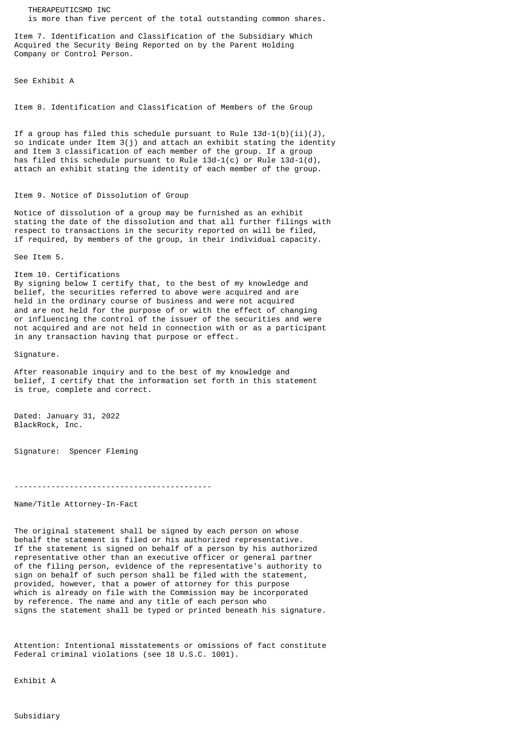THERAPEUTICSMD INC
is more than five percent of the total outstanding common shares.

Item 7. Identification and Classification of the Subsidiary Which Acquired the Security Being Reported on by the Parent Holding Company or Control Person.

See Exhibit A

Item 8. Identification and Classification of Members of the Group

If a group has filed this schedule pursuant to Rule 13d-1(b)(ii)(J), so indicate under Item 3(j) and attach an exhibit stating the identity and Item 3 classification of each member of the group. If a group has filed this schedule pursuant to Rule 13d-1(c) or Rule 13d-1(d), attach an exhibit stating the identity of each member of the group.

Item 9. Notice of Dissolution of Group

Notice of dissolution of a group may be furnished as an exhibit stating the date of the dissolution and that all further filings with respect to transactions in the security reported on will be filed, if required, by members of the group, in their individual capacity.

See Item 5.

Item 10. Certifications
By signing below I certify that, to the best of my knowledge and belief, the securities referred to above were acquired and are held in the ordinary course of business and were not acquired and are not held for the purpose of or with the effect of changing or influencing the control of the issuer of the securities and were not acquired and are not held in connection with or as a participant in any transaction having that purpose or effect.

Signature.

After reasonable inquiry and to the best of my knowledge and belief, I certify that the information set forth in this statement is true, complete and correct.

Dated: January 31, 2022
BlackRock, Inc.

Signature: Spencer Fleming

-------------------------------------------

Name/Title Attorney-In-Fact

The original statement shall be signed by each person on whose behalf the statement is filed or his authorized representative. If the statement is signed on behalf of a person by his authorized representative other than an executive officer or general partner of the filing person, evidence of the representative's authority to sign on behalf of such person shall be filed with the statement, provided, however, that a power of attorney for this purpose which is already on file with the Commission may be incorporated by reference. The name and any title of each person who signs the statement shall be typed or printed beneath his signature.

Attention: Intentional misstatements or omissions of fact constitute Federal criminal violations (see 18 U.S.C. 1001).

Exhibit A

Subsidiary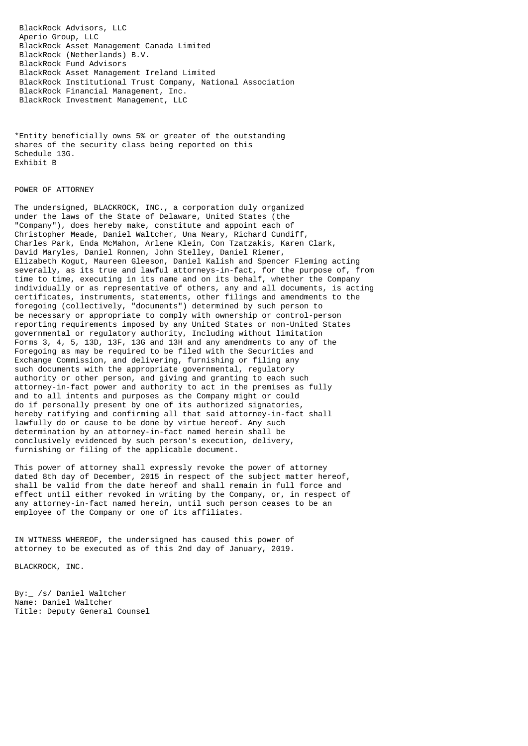BlackRock Advisors, LLC
Aperio Group, LLC
BlackRock Asset Management Canada Limited
BlackRock (Netherlands) B.V.
BlackRock Fund Advisors
BlackRock Asset Management Ireland Limited
BlackRock Institutional Trust Company, National Association
BlackRock Financial Management, Inc.
BlackRock Investment Management, LLC

*Entity beneficially owns 5% or greater of the outstanding shares of the security class being reported on this Schedule 13G.

Exhibit B

POWER OF ATTORNEY

The undersigned, BLACKROCK, INC., a corporation duly organized under the laws of the State of Delaware, United States (the "Company"), does hereby make, constitute and appoint each of Christopher Meade, Daniel Waltcher, Una Neary, Richard Cundiff, Charles Park, Enda McMahon, Arlene Klein, Con Tzatzakis, Karen Clark, David Maryles, Daniel Ronnen, John Stelley, Daniel Riemer, Elizabeth Kogut, Maureen Gleeson, Daniel Kalish and Spencer Fleming acting severally, as its true and lawful attorneys-in-fact, for the purpose of, from time to time, executing in its name and on its behalf, whether the Company individually or as representative of others, any and all documents, is acting certificates, instruments, statements, other filings and amendments to the foregoing (collectively, "documents") determined by such person to be necessary or appropriate to comply with ownership or control-person reporting requirements imposed by any United States or non-United States governmental or regulatory authority, Including without limitation Forms 3, 4, 5, 13D, 13F, 13G and 13H and any amendments to any of the Foregoing as may be required to be filed with the Securities and Exchange Commission, and delivering, furnishing or filing any such documents with the appropriate governmental, regulatory authority or other person, and giving and granting to each such attorney-in-fact power and authority to act in the premises as fully and to all intents and purposes as the Company might or could do if personally present by one of its authorized signatories, hereby ratifying and confirming all that said attorney-in-fact shall lawfully do or cause to be done by virtue hereof. Any such determination by an attorney-in-fact named herein shall be conclusively evidenced by such person's execution, delivery, furnishing or filing of the applicable document.

This power of attorney shall expressly revoke the power of attorney dated 8th day of December, 2015 in respect of the subject matter hereof, shall be valid from the date hereof and shall remain in full force and effect until either revoked in writing by the Company, or, in respect of any attorney-in-fact named herein, until such person ceases to be an employee of the Company or one of its affiliates.

IN WITNESS WHEREOF, the undersigned has caused this power of attorney to be executed as of this 2nd day of January, 2019.

BLACKROCK, INC.

By:_ /s/ Daniel Waltcher
Name: Daniel Waltcher
Title: Deputy General Counsel